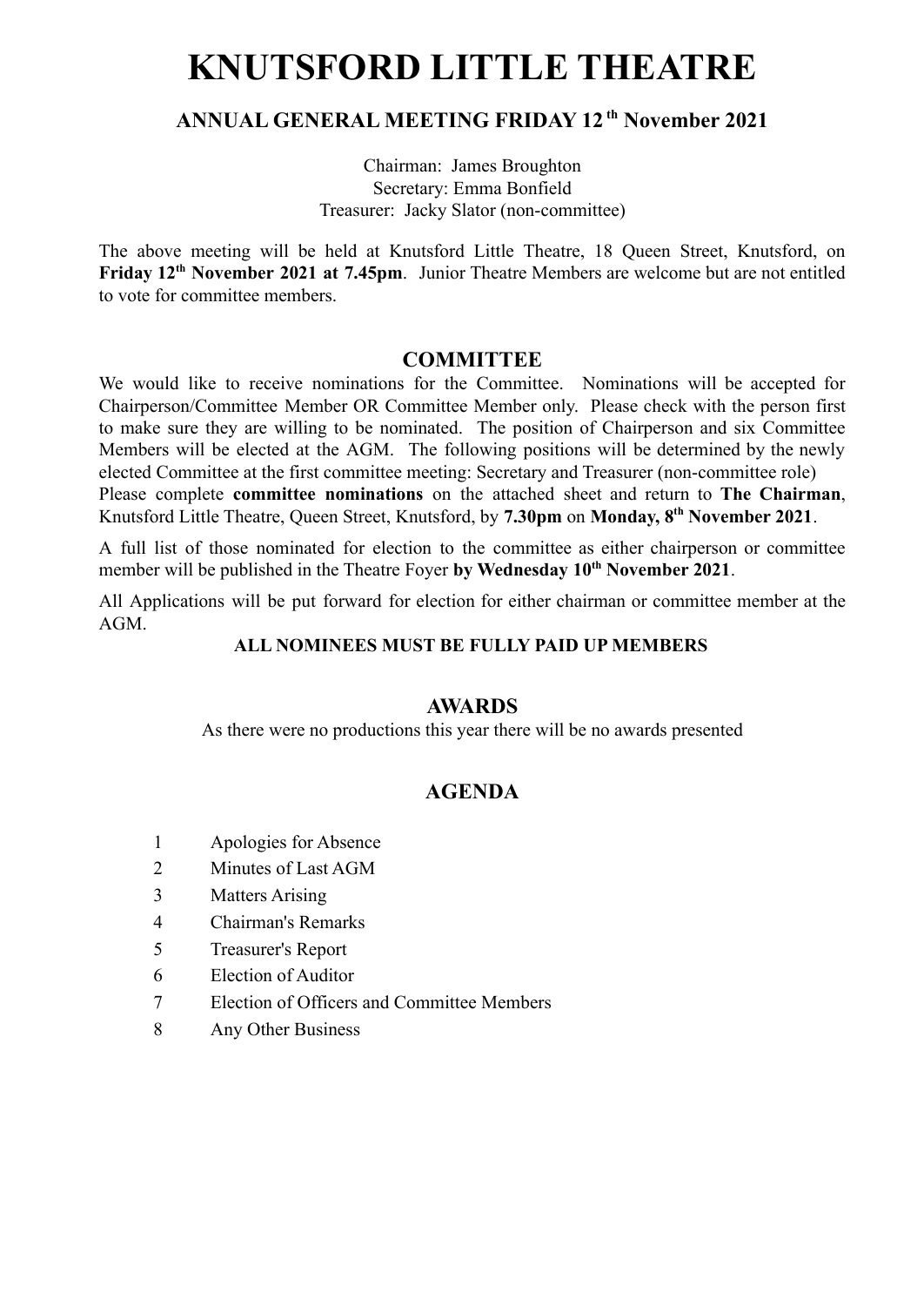# KNUTSFORD LITTLE THEATRE

## ANNUAL GENERAL MEETING FRIDAY 12th November 2021

Chairman: James Broughton
Secretary: Emma Bonfield
Treasurer: Jacky Slator (non-committee)

The above meeting will be held at Knutsford Little Theatre, 18 Queen Street, Knutsford, on **Friday 12th November 2021 at 7.45pm**. Junior Theatre Members are welcome but are not entitled to vote for committee members.

## COMMITTEE

We would like to receive nominations for the Committee. Nominations will be accepted for Chairperson/Committee Member OR Committee Member only. Please check with the person first to make sure they are willing to be nominated. The position of Chairperson and six Committee Members will be elected at the AGM. The following positions will be determined by the newly elected Committee at the first committee meeting: Secretary and Treasurer (non-committee role)
Please complete **committee nominations** on the attached sheet and return to **The Chairman**, Knutsford Little Theatre, Queen Street, Knutsford, by **7.30pm** on **Monday, 8th November 2021**.

A full list of those nominated for election to the committee as either chairperson or committee member will be published in the Theatre Foyer **by Wednesday 10th November 2021**.

All Applications will be put forward for election for either chairman or committee member at the AGM.

**ALL NOMINEES MUST BE FULLY PAID UP MEMBERS**

## AWARDS

As there were no productions this year there will be no awards presented

## AGENDA

1. Apologies for Absence
2. Minutes of Last AGM
3. Matters Arising
4. Chairman's Remarks
5. Treasurer's Report
6. Election of Auditor
7. Election of Officers and Committee Members
8. Any Other Business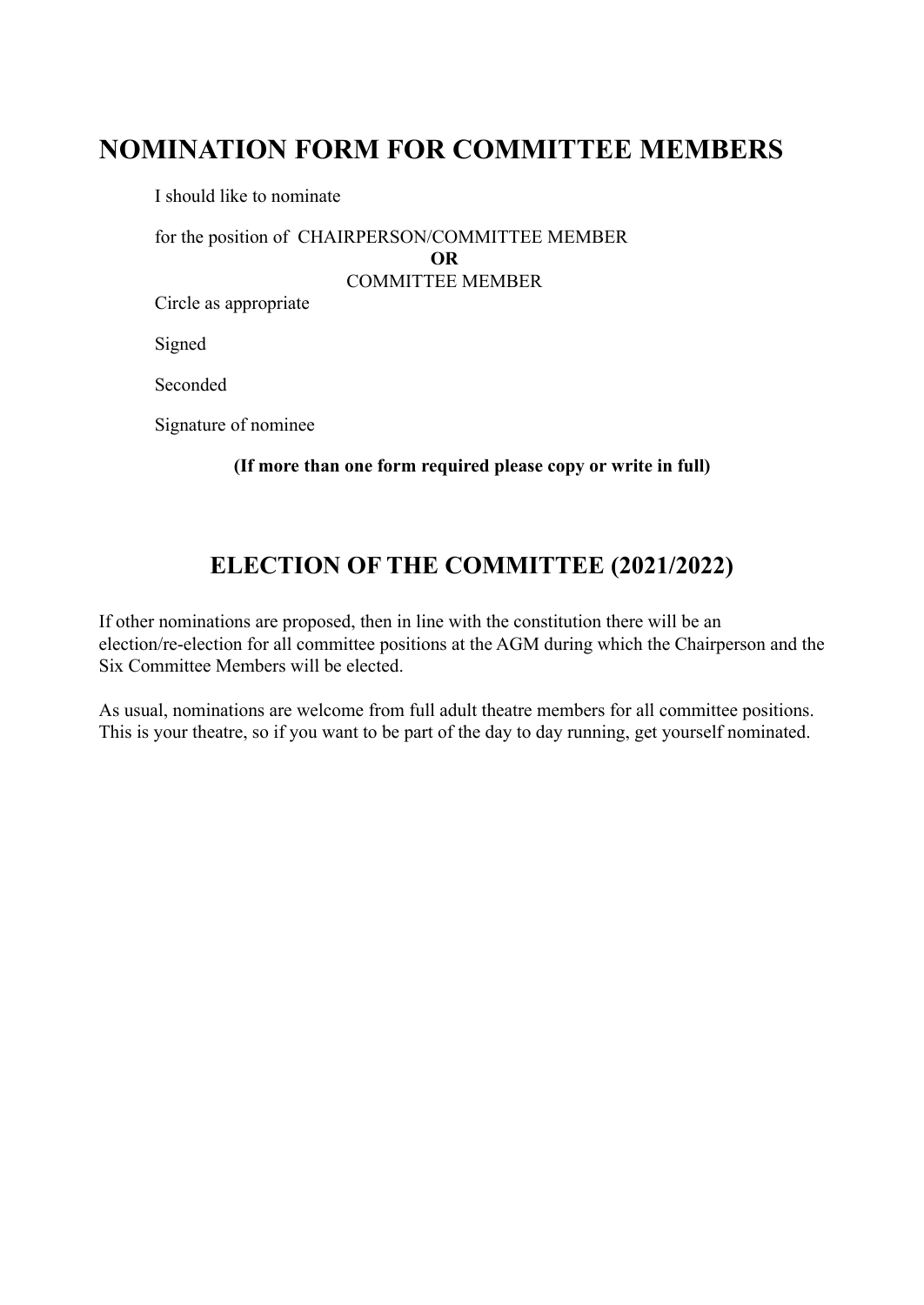# NOMINATION FORM FOR COMMITTEE MEMBERS

I should like to nominate

for the position of CHAIRPERSON/COMMITTEE MEMBER

**OR**

COMMITTEE MEMBER

Circle as appropriate

Signed

Seconded

Signature of nominee

**(If more than one form required please copy or write in full)**

## ELECTION OF THE COMMITTEE (2021/2022)

If other nominations are proposed, then in line with the constitution there will be an election/re-election for all committee positions at the AGM during which the Chairperson and the Six Committee Members will be elected.

As usual, nominations are welcome from full adult theatre members for all committee positions. This is your theatre, so if you want to be part of the day to day running, get yourself nominated.